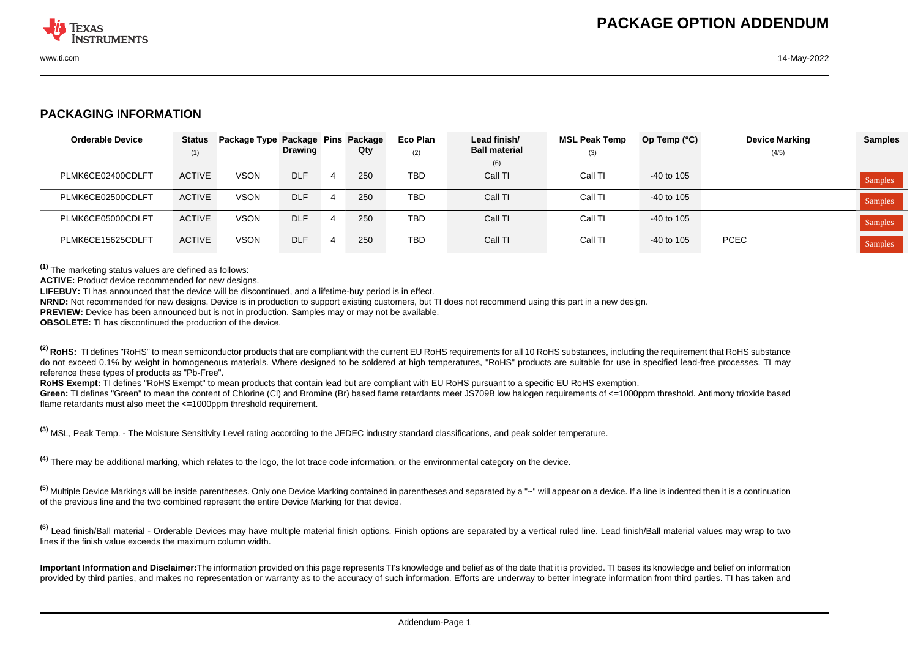# PACKAGE OPTION ADDENDUM

## PACKAGING INFORMATION

| Orderable Device | Status (1) | Package Type | Package Drawing | Pins | Package Qty | Eco Plan (2) | Lead finish/ Ball material (6) | MSL Peak Temp (3) | Op Temp (°C) | Device Marking (4/5) | Samples |
|---|---|---|---|---|---|---|---|---|---|---|---|
| PLMK6CE02400CDLFT | ACTIVE | VSON | DLF | 4 | 250 | TBD | Call TI | Call TI | -40 to 105 | | Samples |
| PLMK6CE02500CDLFT | ACTIVE | VSON | DLF | 4 | 250 | TBD | Call TI | Call TI | -40 to 105 | | Samples |
| PLMK6CE05000CDLFT | ACTIVE | VSON | DLF | 4 | 250 | TBD | Call TI | Call TI | -40 to 105 | | Samples |
| PLMK6CE15625CDLFT | ACTIVE | VSON | DLF | 4 | 250 | TBD | Call TI | Call TI | -40 to 105 | PCEC | Samples |

[1] The marketing status values are defined as follows:

**ACTIVE:** Product device recommended for new designs.

**LIFEBUY:** TI has announced that the device will be discontinued, and a lifetime-buy period is in effect.

**NRND:** Not recommended for new designs. Device is in production to support existing customers, but TI does not recommend using this part in a new design.

**PREVIEW:** Device has been announced but is not in production. Samples may or may not be available.

**OBSOLETE:** TI has discontinued the production of the device.

[2] **RoHS:** TI defines "RoHS" to mean semiconductor products that are compliant with the current EU RoHS requirements for all 10 RoHS substances, including the requirement that RoHS substance do not exceed 0.1% by weight in homogeneous materials. Where designed to be soldered at high temperatures, "RoHS" products are suitable for use in specified lead-free processes. TI may reference these types of products as "Pb-Free".

**RoHS Exempt:** TI defines "RoHS Exempt" to mean products that contain lead but are compliant with EU RoHS pursuant to a specific EU RoHS exemption.

**Green:** TI defines "Green" to mean the content of Chlorine (Cl) and Bromine (Br) based flame retardants meet JS709B low halogen requirements of <=1000ppm threshold. Antimony trioxide based flame retardants must also meet the <=1000ppm threshold requirement.

[3] MSL, Peak Temp. - The Moisture Sensitivity Level rating according to the JEDEC industry standard classifications, and peak solder temperature.

[4] There may be additional marking, which relates to the logo, the lot trace code information, or the environmental category on the device.

[5] Multiple Device Markings will be inside parentheses. Only one Device Marking contained in parentheses and separated by a "~" will appear on a device. If a line is indented then it is a continuation of the previous line and the two combined represent the entire Device Marking for that device.

[6] Lead finish/Ball material - Orderable Devices may have multiple material finish options. Finish options are separated by a vertical ruled line. Lead finish/Ball material values may wrap to two lines if the finish value exceeds the maximum column width.

**Important Information and Disclaimer:**The information provided on this page represents TI's knowledge and belief as of the date that it is provided. TI bases its knowledge and belief on information provided by third parties, and makes no representation or warranty as to the accuracy of such information. Efforts are underway to better integrate information from third parties. TI has taken and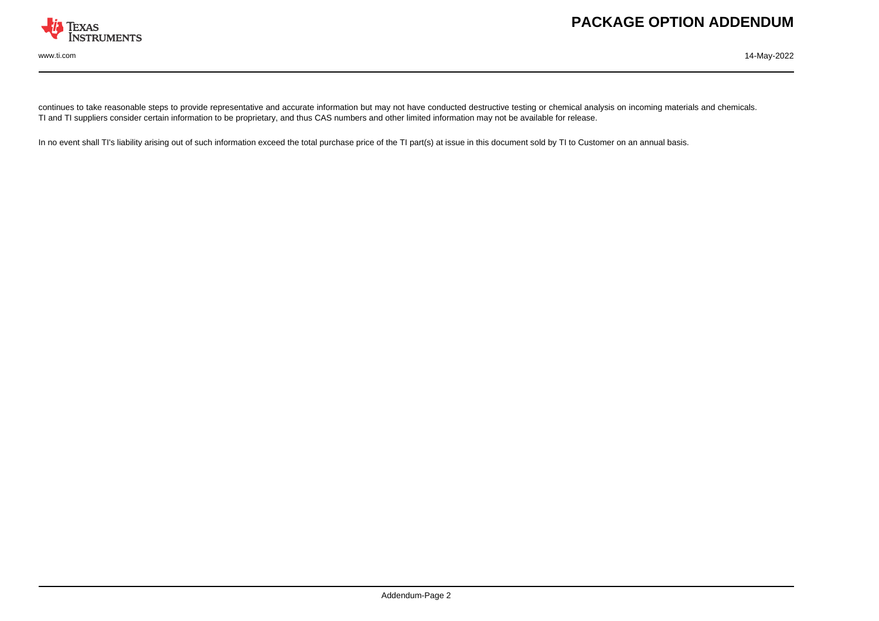continues to take reasonable steps to provide representative and accurate information but may not have conducted destructive testing or chemical analysis on incoming materials and chemicals. TI and TI suppliers consider certain information to be proprietary, and thus CAS numbers and other limited information may not be available for release.

In no event shall TI's liability arising out of such information exceed the total purchase price of the TI part(s) at issue in this document sold by TI to Customer on an annual basis.